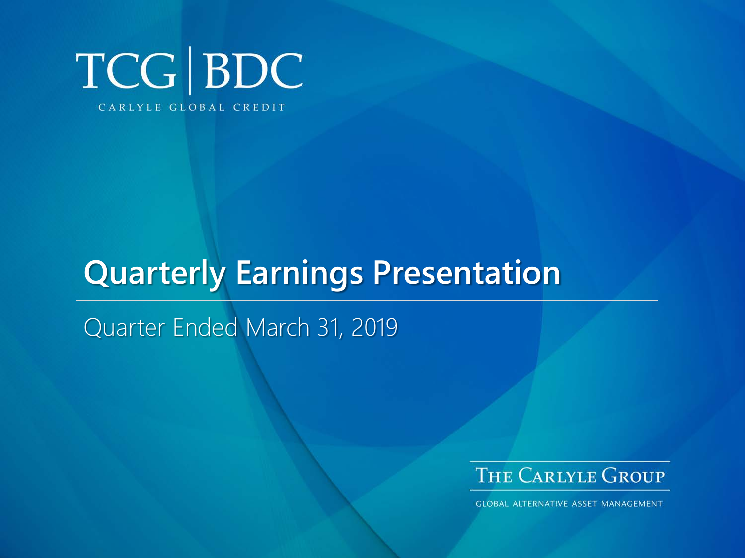TCG | BDC

CARLYLE GLOBAL CREDIT

# Quarterly Earnings Presentation

Quarter Ended March 31, 2019

THE CARLYLE GROUP

GLOBAL ALTERNATIVE ASSET MANAGEMENT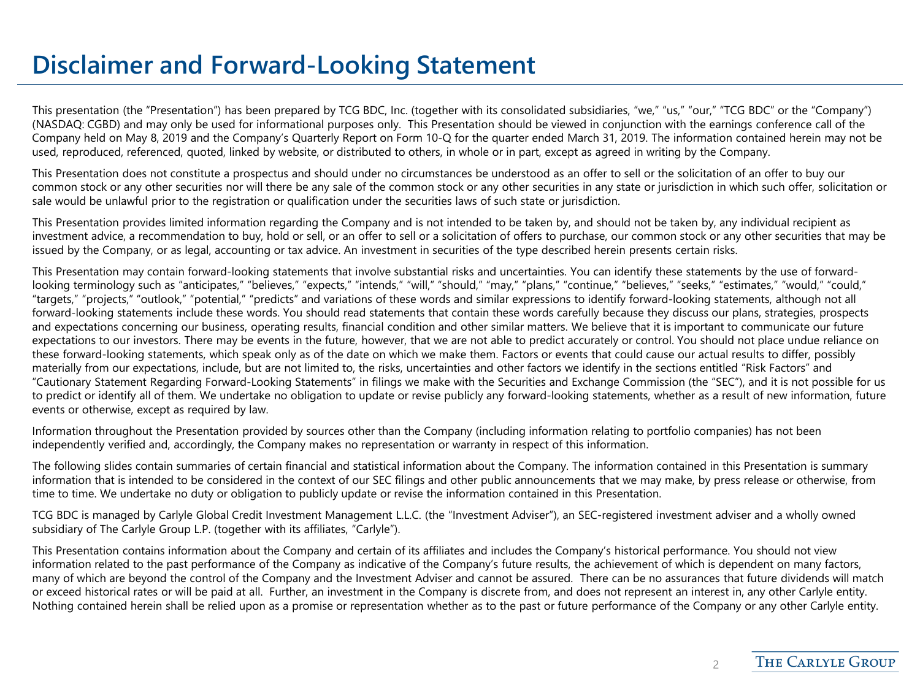# Disclaimer and Forward-Looking Statement

This presentation (the "Presentation") has been prepared by TCG BDC, Inc. (together with its consolidated subsidiaries, "we," "us," "our," "TCG BDC" or the "Company") (NASDAQ: CGBD) and may only be used for informational purposes only. This Presentation should be viewed in conjunction with the earnings conference call of the Company held on May 8, 2019 and the Company's Quarterly Report on Form 10-Q for the quarter ended March 31, 2019. The information contained herein may not be used, reproduced, referenced, quoted, linked by website, or distributed to others, in whole or in part, except as agreed in writing by the Company.

This Presentation does not constitute a prospectus and should under no circumstances be understood as an offer to sell or the solicitation of an offer to buy our common stock or any other securities nor will there be any sale of the common stock or any other securities in any state or jurisdiction in which such offer, solicitation or sale would be unlawful prior to the registration or qualification under the securities laws of such state or jurisdiction.

This Presentation provides limited information regarding the Company and is not intended to be taken by, and should not be taken by, any individual recipient as investment advice, a recommendation to buy, hold or sell, or an offer to sell or a solicitation of offers to purchase, our common stock or any other securities that may be issued by the Company, or as legal, accounting or tax advice. An investment in securities of the type described herein presents certain risks.

This Presentation may contain forward-looking statements that involve substantial risks and uncertainties. You can identify these statements by the use of forward-looking terminology such as "anticipates," "believes," "expects," "intends," "will," "should," "may," "plans," "continue," "believes," "seeks," "estimates," "would," "could," "targets," "projects," "outlook," "potential," "predicts" and variations of these words and similar expressions to identify forward-looking statements, although not all forward-looking statements include these words. You should read statements that contain these words carefully because they discuss our plans, strategies, prospects and expectations concerning our business, operating results, financial condition and other similar matters. We believe that it is important to communicate our future expectations to our investors. There may be events in the future, however, that we are not able to predict accurately or control. You should not place undue reliance on these forward-looking statements, which speak only as of the date on which we make them. Factors or events that could cause our actual results to differ, possibly materially from our expectations, include, but are not limited to, the risks, uncertainties and other factors we identify in the sections entitled "Risk Factors" and "Cautionary Statement Regarding Forward-Looking Statements" in filings we make with the Securities and Exchange Commission (the "SEC"), and it is not possible for us to predict or identify all of them. We undertake no obligation to update or revise publicly any forward-looking statements, whether as a result of new information, future events or otherwise, except as required by law.

Information throughout the Presentation provided by sources other than the Company (including information relating to portfolio companies) has not been independently verified and, accordingly, the Company makes no representation or warranty in respect of this information.

The following slides contain summaries of certain financial and statistical information about the Company. The information contained in this Presentation is summary information that is intended to be considered in the context of our SEC filings and other public announcements that we may make, by press release or otherwise, from time to time. We undertake no duty or obligation to publicly update or revise the information contained in this Presentation.

TCG BDC is managed by Carlyle Global Credit Investment Management L.L.C. (the "Investment Adviser"), an SEC-registered investment adviser and a wholly owned subsidiary of The Carlyle Group L.P. (together with its affiliates, "Carlyle").

This Presentation contains information about the Company and certain of its affiliates and includes the Company's historical performance. You should not view information related to the past performance of the Company as indicative of the Company's future results, the achievement of which is dependent on many factors, many of which are beyond the control of the Company and the Investment Adviser and cannot be assured. There can be no assurances that future dividends will match or exceed historical rates or will be paid at all. Further, an investment in the Company is discrete from, and does not represent an interest in, any other Carlyle entity. Nothing contained herein shall be relied upon as a promise or representation whether as to the past or future performance of the Company or any other Carlyle entity.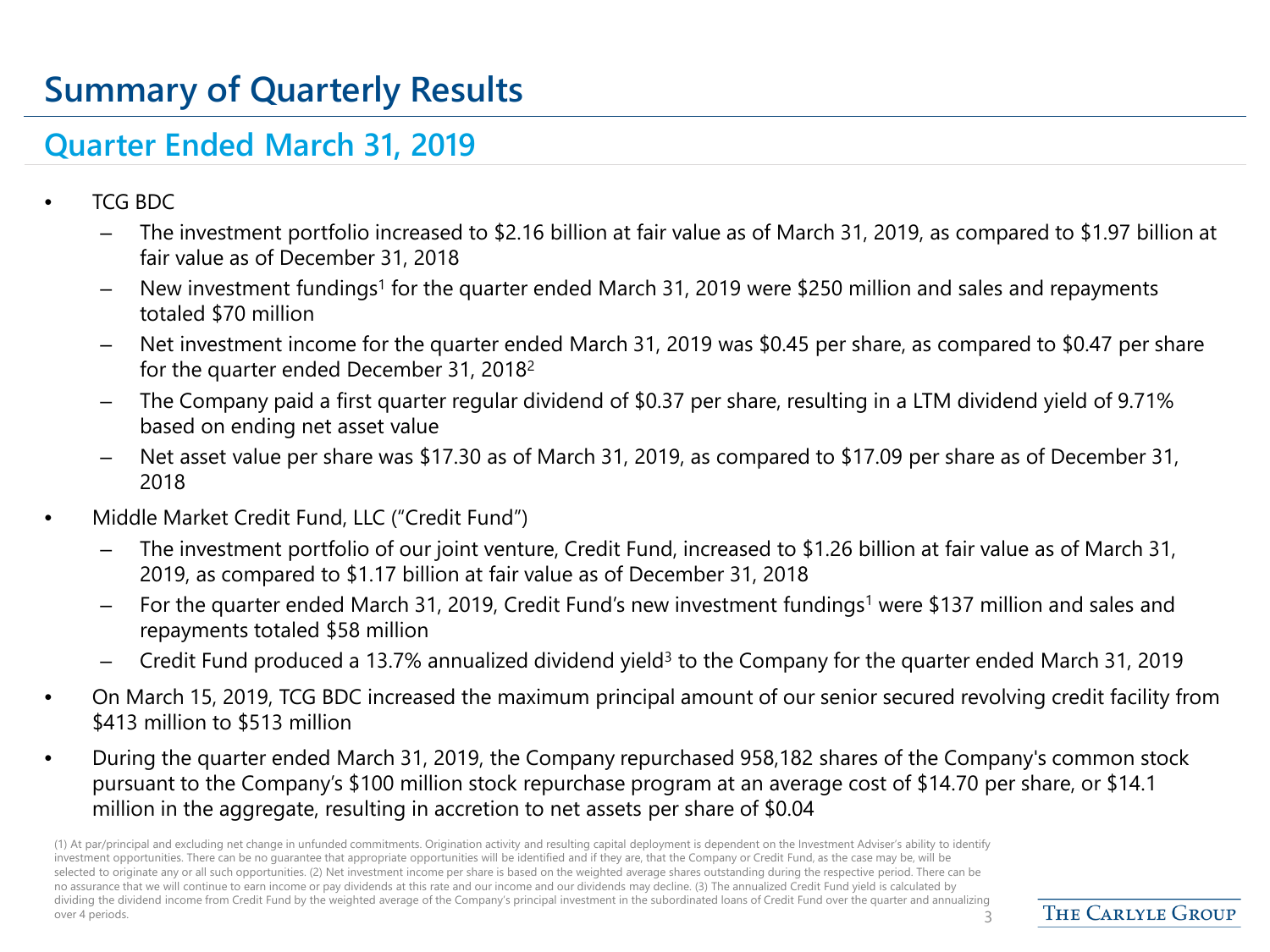# Summary of Quarterly Results

## Quarter Ended March 31, 2019

- TCG BDC
  - The investment portfolio increased to $2.16 billion at fair value as of March 31, 2019, as compared to $1.97 billion at fair value as of December 31, 2018
  - New investment fundings[1] for the quarter ended March 31, 2019 were $250 million and sales and repayments totaled $70 million
  - Net investment income for the quarter ended March 31, 2019 was $0.45 per share, as compared to $0.47 per share for the quarter ended December 31, 2018[2]
  - The Company paid a first quarter regular dividend of $0.37 per share, resulting in a LTM dividend yield of 9.71% based on ending net asset value
  - Net asset value per share was $17.30 as of March 31, 2019, as compared to $17.09 per share as of December 31, 2018
- Middle Market Credit Fund, LLC ("Credit Fund")
  - The investment portfolio of our joint venture, Credit Fund, increased to $1.26 billion at fair value as of March 31, 2019, as compared to $1.17 billion at fair value as of December 31, 2018
  - For the quarter ended March 31, 2019, Credit Fund's new investment fundings[1] were $137 million and sales and repayments totaled $58 million
  - Credit Fund produced a 13.7% annualized dividend yield[3] to the Company for the quarter ended March 31, 2019
- On March 15, 2019, TCG BDC increased the maximum principal amount of our senior secured revolving credit facility from $413 million to $513 million
- During the quarter ended March 31, 2019, the Company repurchased 958,182 shares of the Company's common stock pursuant to the Company's $100 million stock repurchase program at an average cost of $14.70 per share, or $14.1 million in the aggregate, resulting in accretion to net assets per share of $0.04

(1) At par/principal and excluding net change in unfunded commitments. Origination activity and resulting capital deployment is dependent on the Investment Adviser's ability to identify investment opportunities. There can be no guarantee that appropriate opportunities will be identified and if they are, that the Company or Credit Fund, as the case may be, will be selected to originate any or all such opportunities. (2) Net investment income per share is based on the weighted average shares outstanding during the respective period. There can be no assurance that we will continue to earn income or pay dividends at this rate and our income and our dividends may decline. (3) The annualized Credit Fund yield is calculated by dividing the dividend income from Credit Fund by the weighted average of the Company's principal investment in the subordinated loans of Credit Fund over the quarter and annualizing over 4 periods.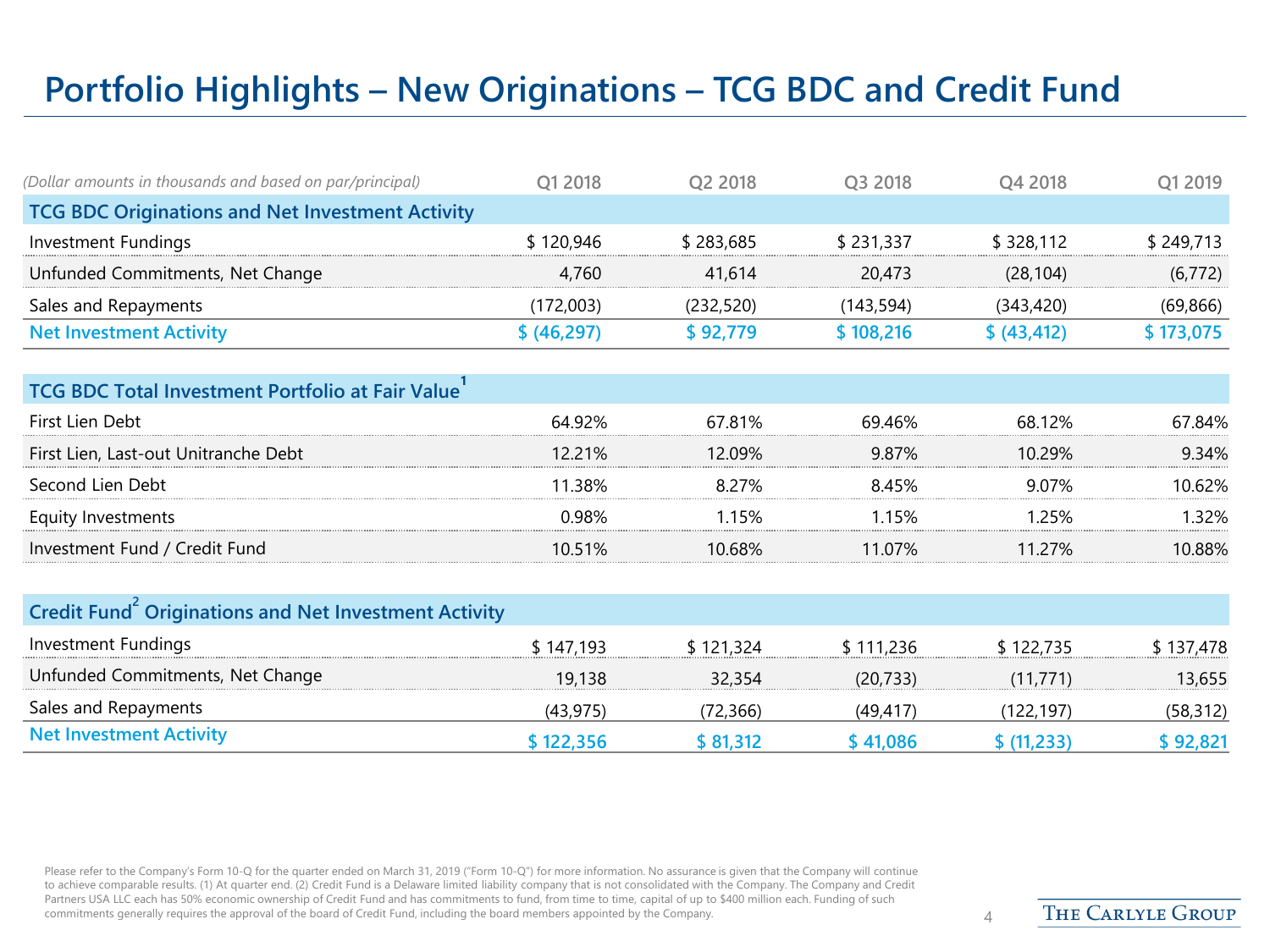# Portfolio Highlights – New Originations – TCG BDC and Credit Fund

| *(Dollar amounts in thousands and based on par/principal)* | Q1 2018 | Q2 2018 | Q3 2018 | Q4 2018 | Q1 2019 |
|---|---|---|---|---|---|
| **TCG BDC Originations and Net Investment Activity** | | | | | |
| Investment Fundings | $ 120,946 | $ 283,685 | $ 231,337 | $ 328,112 | $ 249,713 |
| Unfunded Commitments, Net Change | 4,760 | 41,614 | 20,473 | (28,104) | (6,772) |
| Sales and Repayments | (172,003) | (232,520) | (143,594) | (343,420) | (69,866) |
| **Net Investment Activity** | **$ (46,297)** | **$ 92,779** | **$ 108,216** | **$ (43,412)** | **$ 173,075** |

| | Q1 2018 | Q2 2018 | Q3 2018 | Q4 2018 | Q1 2019 |
|---|---|---|---|---|---|
| **TCG BDC Total Investment Portfolio at Fair Value[1]** | | | | | |
| First Lien Debt | 64.92% | 67.81% | 69.46% | 68.12% | 67.84% |
| First Lien, Last-out Unitranche Debt | 12.21% | 12.09% | 9.87% | 10.29% | 9.34% |
| Second Lien Debt | 11.38% | 8.27% | 8.45% | 9.07% | 10.62% |
| Equity Investments | 0.98% | 1.15% | 1.15% | 1.25% | 1.32% |
| Investment Fund / Credit Fund | 10.51% | 10.68% | 11.07% | 11.27% | 10.88% |

| | Q1 2018 | Q2 2018 | Q3 2018 | Q4 2018 | Q1 2019 |
|---|---|---|---|---|---|
| **Credit Fund[2] Originations and Net Investment Activity** | | | | | |
| Investment Fundings | $ 147,193 | $ 121,324 | $ 111,236 | $ 122,735 | $ 137,478 |
| Unfunded Commitments, Net Change | 19,138 | 32,354 | (20,733) | (11,771) | 13,655 |
| Sales and Repayments | (43,975) | (72,366) | (49,417) | (122,197) | (58,312) |
| **Net Investment Activity** | **$ 122,356** | **$ 81,312** | **$ 41,086** | **$ (11,233)** | **$ 92,821** |

Please refer to the Company's Form 10-Q for the quarter ended on March 31, 2019 ("Form 10-Q") for more information. No assurance is given that the Company will continue to achieve comparable results. (1) At quarter end. (2) Credit Fund is a Delaware limited liability company that is not consolidated with the Company. The Company and Credit Partners USA LLC each has 50% economic ownership of Credit Fund and has commitments to fund, from time to time, capital of up to $400 million each. Funding of such commitments generally requires the approval of the board of Credit Fund, including the board members appointed by the Company.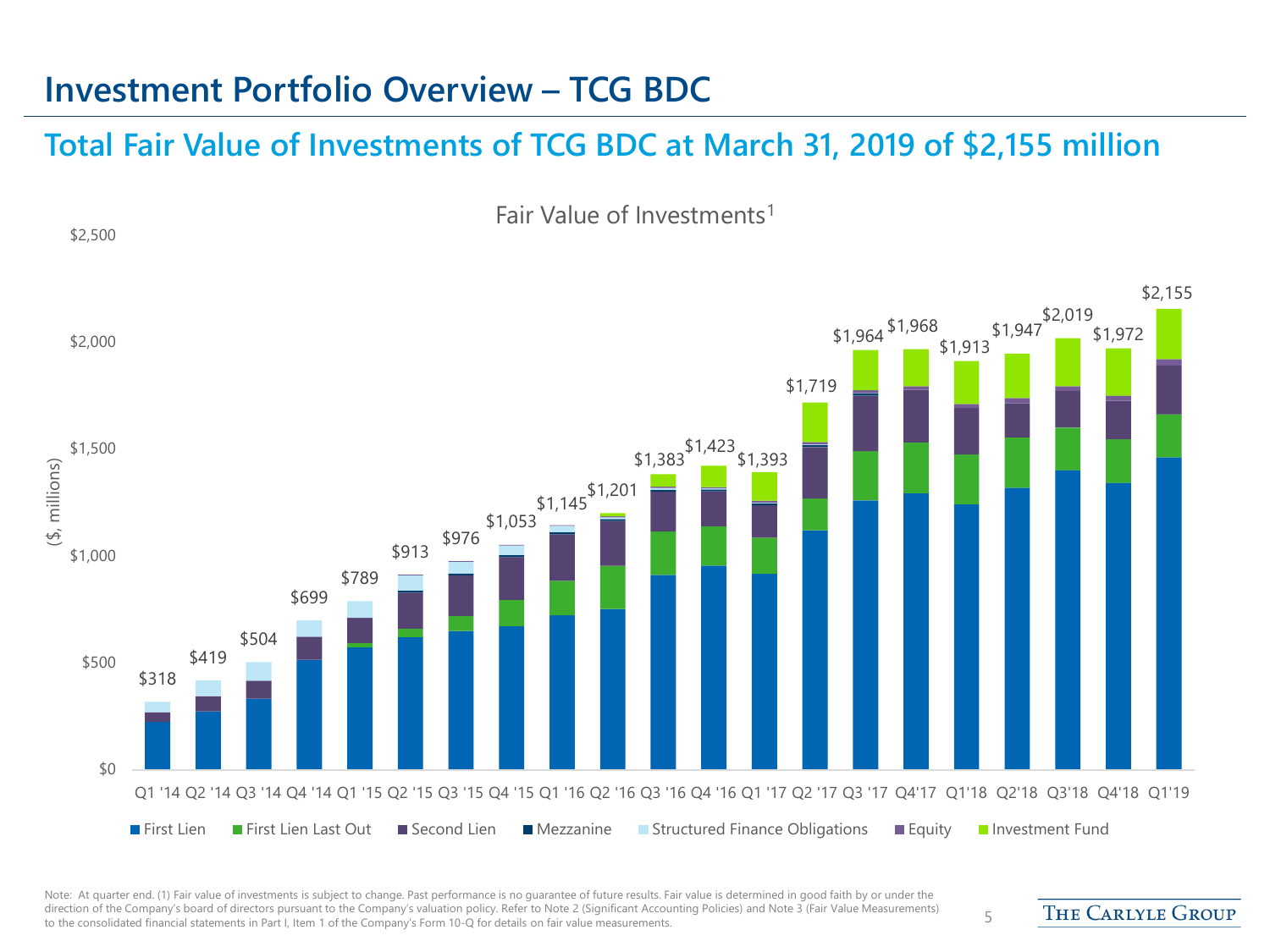# Investment Portfolio Overview – TCG BDC

## Total Fair Value of Investments of TCG BDC at March 31, 2019 of $2,155 million

Fair Value of Investments[1]

($, millions)

| Quarter | Total Fair Value of Investments |
|---|---|
| Q1 '14 | $318 |
| Q2 '14 | $419 |
| Q3 '14 | $504 |
| Q4 '14 | $699 |
| Q1 '15 | $789 |
| Q2 '15 | $913 |
| Q3 '15 | $976 |
| Q4 '15 | $1,053 |
| Q1 '16 | $1,145 |
| Q2 '16 | $1,201 |
| Q3 '16 | $1,383 |
| Q4 '16 | $1,423 |
| Q1 '17 | $1,393 |
| Q2 '17 | $1,719 |
| Q3 '17 | $1,964 |
| Q4'17 | $1,968 |
| Q1'18 | $1,913 |
| Q2'18 | $1,947 |
| Q3'18 | $2,019 |
| Q4'18 | $1,972 |
| Q1'19 | $2,155 |

Legend: First Lien, First Lien Last Out, Second Lien, Mezzanine, Structured Finance Obligations, Equity, Investment Fund

Note: At quarter end. (1) Fair value of investments is subject to change. Past performance is no guarantee of future results. Fair value is determined in good faith by or under the direction of the Company's board of directors pursuant to the Company's valuation policy. Refer to Note 2 (Significant Accounting Policies) and Note 3 (Fair Value Measurements) to the consolidated financial statements in Part I, Item 1 of the Company's Form 10-Q for details on fair value measurements.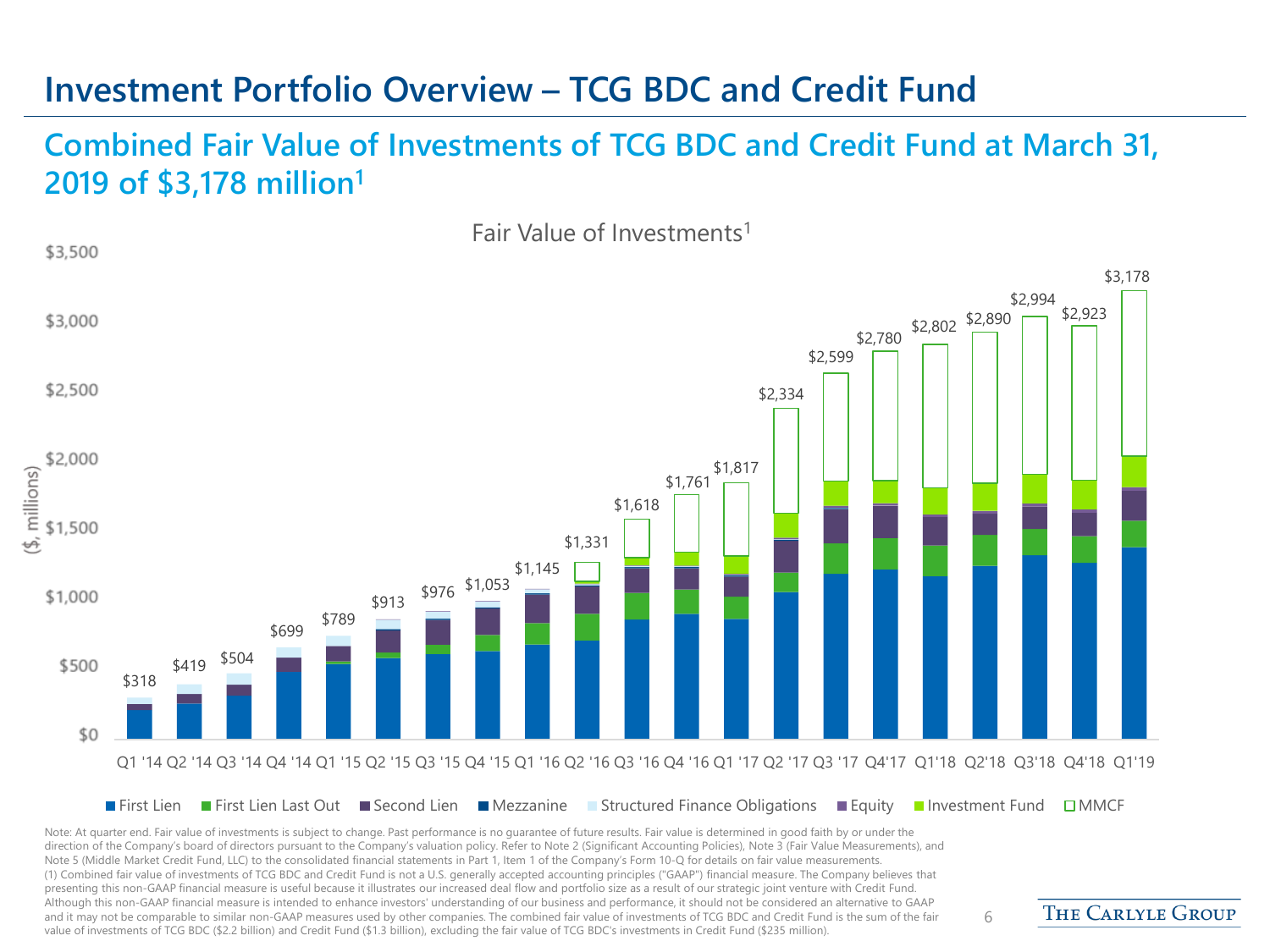# Investment Portfolio Overview – TCG BDC and Credit Fund

## Combined Fair Value of Investments of TCG BDC and Credit Fund at March 31, 2019 of $3,178 million[1]

Fair Value of Investments[1]

($, millions)

| Quarter | Total |
|---|---|
| Q1 '14 | $318 |
| Q2 '14 | $419 |
| Q3 '14 | $504 |
| Q4 '14 | $699 |
| Q1 '15 | $789 |
| Q2 '15 | $913 |
| Q3 '15 | $976 |
| Q4 '15 | $1,053 |
| Q1 '16 | $1,145 |
| Q2 '16 | $1,331 |
| Q3 '16 | $1,618 |
| Q4 '16 | $1,761 |
| Q1 '17 | $1,817 |
| Q2 '17 | $2,334 |
| Q3 '17 | $2,599 |
| Q4'17 | $2,780 |
| Q1'18 | $2,802 |
| Q2'18 | $2,890 |
| Q3'18 | $2,994 |
| Q4'18 | $2,923 |
| Q1'19 | $3,178 |

Legend: First Lien, First Lien Last Out, Second Lien, Mezzanine, Structured Finance Obligations, Equity, Investment Fund, MMCF

Note: At quarter end. Fair value of investments is subject to change. Past performance is no guarantee of future results. Fair value is determined in good faith by or under the direction of the Company's board of directors pursuant to the Company's valuation policy. Refer to Note 2 (Significant Accounting Policies), Note 3 (Fair Value Measurements), and Note 5 (Middle Market Credit Fund, LLC) to the consolidated financial statements in Part 1, Item 1 of the Company's Form 10-Q for details on fair value measurements.

(1) Combined fair value of investments of TCG BDC and Credit Fund is not a U.S. generally accepted accounting principles ("GAAP") financial measure. The Company believes that presenting this non-GAAP financial measure is useful because it illustrates our increased deal flow and portfolio size as a result of our strategic joint venture with Credit Fund. Although this non-GAAP financial measure is intended to enhance investors' understanding of our business and performance, it should not be considered an alternative to GAAP and it may not be comparable to similar non-GAAP measures used by other companies. The combined fair value of investments of TCG BDC and Credit Fund is the sum of the fair value of investments of TCG BDC ($2.2 billion) and Credit Fund ($1.3 billion), excluding the fair value of TCG BDC's investments in Credit Fund ($235 million).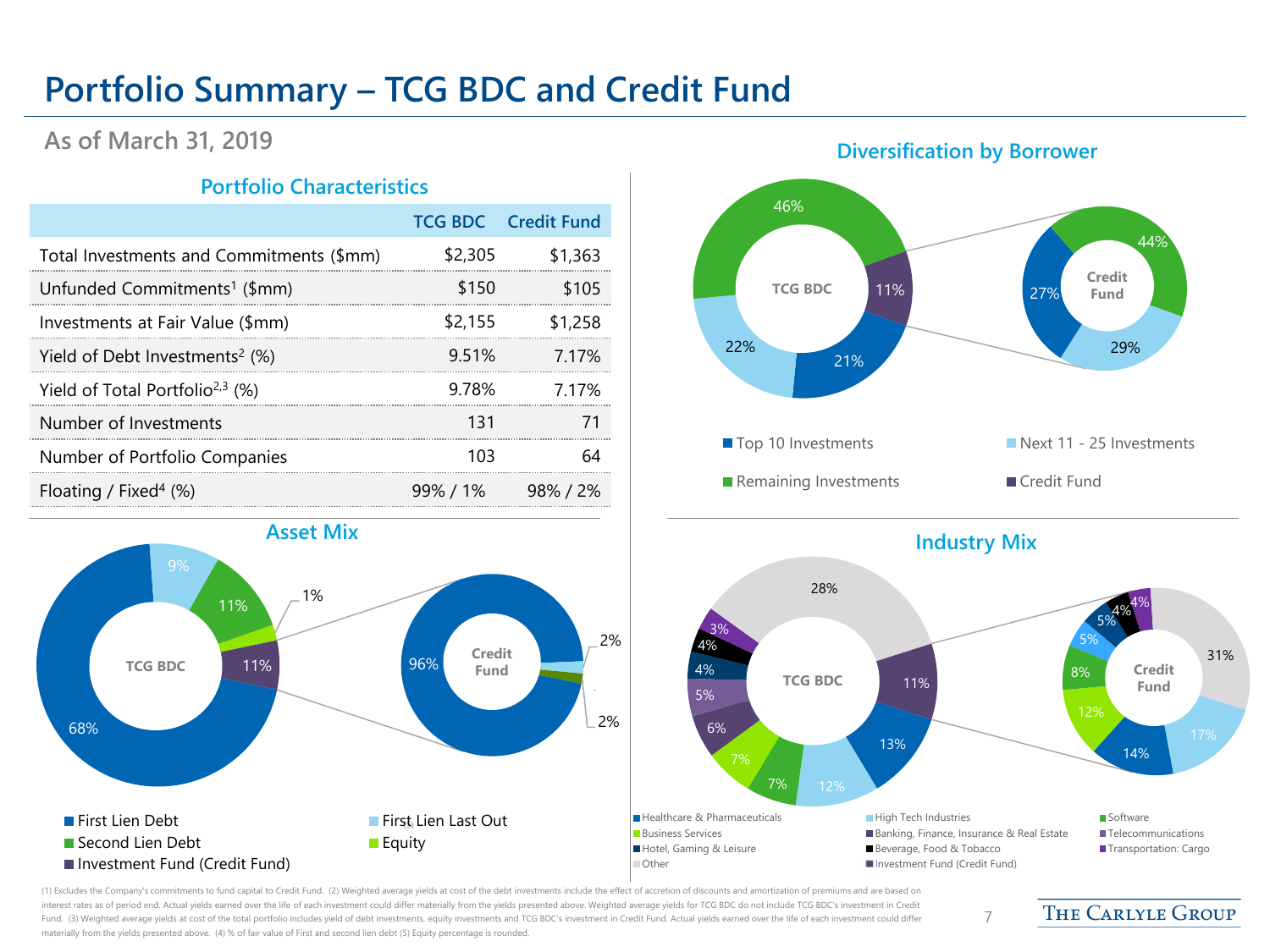# Portfolio Summary – TCG BDC and Credit Fund

## As of March 31, 2019

### Portfolio Characteristics

| | TCG BDC | Credit Fund |
|---|---|---|
| Total Investments and Commitments ($mm) | $2,305 | $1,363 |
| Unfunded Commitments[1] ($mm) | $150 | $105 |
| Investments at Fair Value ($mm) | $2,155 | $1,258 |
| Yield of Debt Investments[2] (%) | 9.51% | 7.17% |
| Yield of Total Portfolio[2,3] (%) | 9.78% | 7.17% |
| Number of Investments | 131 | 71 |
| Number of Portfolio Companies | 103 | 64 |
| Floating / Fixed[4] (%) | 99% / 1% | 98% / 2% |

### Diversification by Borrower

| | TCG BDC | Credit Fund |
|---|---|---|
| Top 10 Investments | 21% | 27% |
| Next 11 - 25 Investments | 22% | 29% |
| Remaining Investments | 46% | 44% |
| Credit Fund | 11% | |

### Asset Mix

| | TCG BDC | Credit Fund |
|---|---|---|
| First Lien Debt | 68% | 96% |
| First Lien Last Out | 9% | 2% |
| Second Lien Debt | 11% | 2% |
| Equity | 1% | |
| Investment Fund (Credit Fund) | 11% | |

### Industry Mix

| | TCG BDC | Credit Fund |
|---|---|---|
| Healthcare & Pharmaceuticals | 13% | 14% |
| High Tech Industries | 12% | 17% |
| Software | 7% | 8% |
| Business Services | 7% | 12% |
| Banking, Finance, Insurance & Real Estate | 6% | |
| Telecommunications | 5% | 5% |
| Hotel, Gaming & Leisure | 4% | 5% |
| Beverage, Food & Tobacco | 4% | 4% |
| Transportation: Cargo | 3% | 4% |
| Other | 28% | 31% |
| Investment Fund (Credit Fund) | 11% | |

(1) Excludes the Company's commitments to fund capital to Credit Fund. (2) Weighted average yields at cost of the debt investments include the effect of accretion of discounts and amortization of premiums and are based on interest rates as of period end. Actual yields earned over the life of each investment could differ materially from the yields presented above. Weighted average yields for TCG BDC do not include TCG BDC's investment in Credit Fund. (3) Weighted average yields at cost of the total portfolio includes yield of debt investments, equity investments and TCG BDC's investment in Credit Fund. Actual yields earned over the life of each investment could differ materially from the yields presented above. (4) % of fair value of First and second lien debt (5) Equity percentage is rounded.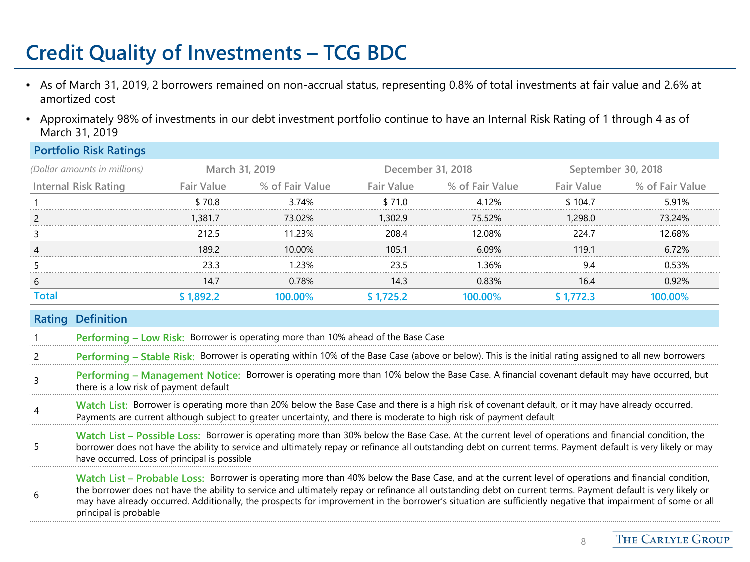# Credit Quality of Investments – TCG BDC

- As of March 31, 2019, 2 borrowers remained on non-accrual status, representing 0.8% of total investments at fair value and 2.6% at amortized cost
- Approximately 98% of investments in our debt investment portfolio continue to have an Internal Risk Rating of 1 through 4 as of March 31, 2019

## Portfolio Risk Ratings

| *(Dollar amounts in millions)* | March 31, 2019 | | December 31, 2018 | | September 30, 2018 | |
|---|---|---|---|---|---|---|
| Internal Risk Rating | Fair Value | % of Fair Value | Fair Value | % of Fair Value | Fair Value | % of Fair Value |
| 1 | $ 70.8 | 3.74% | $ 71.0 | 4.12% | $ 104.7 | 5.91% |
| 2 | 1,381.7 | 73.02% | 1,302.9 | 75.52% | 1,298.0 | 73.24% |
| 3 | 212.5 | 11.23% | 208.4 | 12.08% | 224.7 | 12.68% |
| 4 | 189.2 | 10.00% | 105.1 | 6.09% | 119.1 | 6.72% |
| 5 | 23.3 | 1.23% | 23.5 | 1.36% | 9.4 | 0.53% |
| 6 | 14.7 | 0.78% | 14.3 | 0.83% | 16.4 | 0.92% |
| **Total** | **$ 1,892.2** | **100.00%** | **$ 1,725.2** | **100.00%** | **$ 1,772.3** | **100.00%** |

| Rating | Definition |
|---|---|
| 1 | **Performing – Low Risk:** Borrower is operating more than 10% ahead of the Base Case |
| 2 | **Performing – Stable Risk:** Borrower is operating within 10% of the Base Case (above or below). This is the initial rating assigned to all new borrowers |
| 3 | **Performing – Management Notice:** Borrower is operating more than 10% below the Base Case. A financial covenant default may have occurred, but there is a low risk of payment default |
| 4 | **Watch List:** Borrower is operating more than 20% below the Base Case and there is a high risk of covenant default, or it may have already occurred. Payments are current although subject to greater uncertainty, and there is moderate to high risk of payment default |
| 5 | **Watch List – Possible Loss:** Borrower is operating more than 30% below the Base Case. At the current level of operations and financial condition, the borrower does not have the ability to service and ultimately repay or refinance all outstanding debt on current terms. Payment default is very likely or may have occurred. Loss of principal is possible |
| 6 | **Watch List – Probable Loss:** Borrower is operating more than 40% below the Base Case, and at the current level of operations and financial condition, the borrower does not have the ability to service and ultimately repay or refinance all outstanding debt on current terms. Payment default is very likely or may have already occurred. Additionally, the prospects for improvement in the borrower's situation are sufficiently negative that impairment of some or all principal is probable |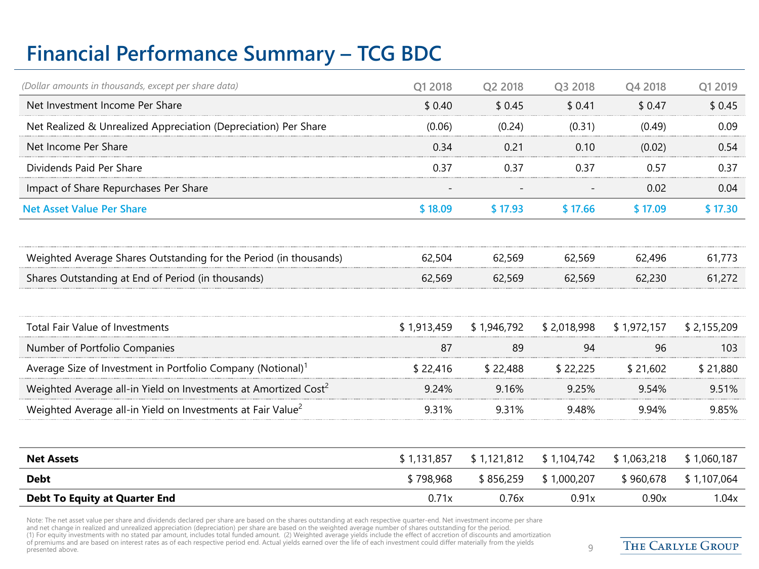# Financial Performance Summary – TCG BDC

| *(Dollar amounts in thousands, except per share data)* | Q1 2018 | Q2 2018 | Q3 2018 | Q4 2018 | Q1 2019 |
|---|---|---|---|---|---|
| Net Investment Income Per Share | $ 0.40 | $ 0.45 | $ 0.41 | $ 0.47 | $ 0.45 |
| Net Realized & Unrealized Appreciation (Depreciation) Per Share | (0.06) | (0.24) | (0.31) | (0.49) | 0.09 |
| Net Income Per Share | 0.34 | 0.21 | 0.10 | (0.02) | 0.54 |
| Dividends Paid Per Share | 0.37 | 0.37 | 0.37 | 0.57 | 0.37 |
| Impact of Share Repurchases Per Share | - | - | - | 0.02 | 0.04 |
| **Net Asset Value Per Share** | **$ 18.09** | **$ 17.93** | **$ 17.66** | **$ 17.09** | **$ 17.30** |
| | | | | | |
| Weighted Average Shares Outstanding for the Period (in thousands) | 62,504 | 62,569 | 62,569 | 62,496 | 61,773 |
| Shares Outstanding at End of Period (in thousands) | 62,569 | 62,569 | 62,569 | 62,230 | 61,272 |
| | | | | | |
| Total Fair Value of Investments | $ 1,913,459 | $ 1,946,792 | $ 2,018,998 | $ 1,972,157 | $ 2,155,209 |
| Number of Portfolio Companies | 87 | 89 | 94 | 96 | 103 |
| Average Size of Investment in Portfolio Company (Notional)[1] | $ 22,416 | $ 22,488 | $ 22,225 | $ 21,602 | $ 21,880 |
| Weighted Average all-in Yield on Investments at Amortized Cost[2] | 9.24% | 9.16% | 9.25% | 9.54% | 9.51% |
| Weighted Average all-in Yield on Investments at Fair Value[2] | 9.31% | 9.31% | 9.48% | 9.94% | 9.85% |
| | | | | | |
| **Net Assets** | $ 1,131,857 | $ 1,121,812 | $ 1,104,742 | $ 1,063,218 | $ 1,060,187 |
| **Debt** | $ 798,968 | $ 856,259 | $ 1,000,207 | $ 960,678 | $ 1,107,064 |
| **Debt To Equity at Quarter End** | 0.71x | 0.76x | 0.91x | 0.90x | 1.04x |

Note: The net asset value per share and dividends declared per share are based on the shares outstanding at each respective quarter-end. Net investment income per share and net change in realized and unrealized appreciation (depreciation) per share are based on the weighted average number of shares outstanding for the period.
(1) For equity investments with no stated par amount, includes total funded amount. (2) Weighted average yields include the effect of accretion of discounts and amortization of premiums and are based on interest rates as of each respective period end. Actual yields earned over the life of each investment could differ materially from the yields presented above.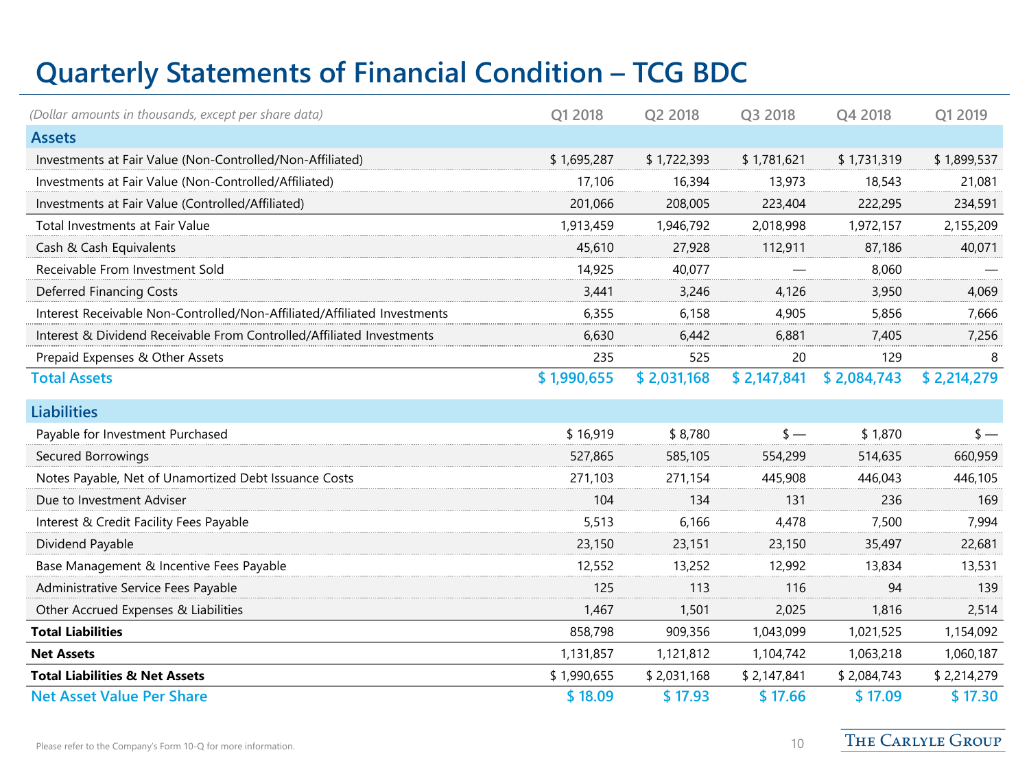# Quarterly Statements of Financial Condition – TCG BDC

| *(Dollar amounts in thousands, except per share data)* | Q1 2018 | Q2 2018 | Q3 2018 | Q4 2018 | Q1 2019 |
|---|---|---|---|---|---|
| **Assets** | | | | | |
| Investments at Fair Value (Non-Controlled/Non-Affiliated) | $ 1,695,287 | $ 1,722,393 | $ 1,781,621 | $ 1,731,319 | $ 1,899,537 |
| Investments at Fair Value (Non-Controlled/Affiliated) | 17,106 | 16,394 | 13,973 | 18,543 | 21,081 |
| Investments at Fair Value (Controlled/Affiliated) | 201,066 | 208,005 | 223,404 | 222,295 | 234,591 |
| Total Investments at Fair Value | 1,913,459 | 1,946,792 | 2,018,998 | 1,972,157 | 2,155,209 |
| Cash & Cash Equivalents | 45,610 | 27,928 | 112,911 | 87,186 | 40,071 |
| Receivable From Investment Sold | 14,925 | 40,077 | — | 8,060 | — |
| Deferred Financing Costs | 3,441 | 3,246 | 4,126 | 3,950 | 4,069 |
| Interest Receivable Non-Controlled/Non-Affiliated/Affiliated Investments | 6,355 | 6,158 | 4,905 | 5,856 | 7,666 |
| Interest & Dividend Receivable From Controlled/Affiliated Investments | 6,630 | 6,442 | 6,881 | 7,405 | 7,256 |
| Prepaid Expenses & Other Assets | 235 | 525 | 20 | 129 | 8 |
| **Total Assets** | **$ 1,990,655** | **$ 2,031,168** | **$ 2,147,841** | **$ 2,084,743** | **$ 2,214,279** |
| **Liabilities** | | | | | |
| Payable for Investment Purchased | $ 16,919 | $ 8,780 | $ — | $ 1,870 | $ — |
| Secured Borrowings | 527,865 | 585,105 | 554,299 | 514,635 | 660,959 |
| Notes Payable, Net of Unamortized Debt Issuance Costs | 271,103 | 271,154 | 445,908 | 446,043 | 446,105 |
| Due to Investment Adviser | 104 | 134 | 131 | 236 | 169 |
| Interest & Credit Facility Fees Payable | 5,513 | 6,166 | 4,478 | 7,500 | 7,994 |
| Dividend Payable | 23,150 | 23,151 | 23,150 | 35,497 | 22,681 |
| Base Management & Incentive Fees Payable | 12,552 | 13,252 | 12,992 | 13,834 | 13,531 |
| Administrative Service Fees Payable | 125 | 113 | 116 | 94 | 139 |
| Other Accrued Expenses & Liabilities | 1,467 | 1,501 | 2,025 | 1,816 | 2,514 |
| **Total Liabilities** | 858,798 | 909,356 | 1,043,099 | 1,021,525 | 1,154,092 |
| **Net Assets** | 1,131,857 | 1,121,812 | 1,104,742 | 1,063,218 | 1,060,187 |
| **Total Liabilities & Net Assets** | $ 1,990,655 | $ 2,031,168 | $ 2,147,841 | $ 2,084,743 | $ 2,214,279 |
| **Net Asset Value Per Share** | **$ 18.09** | **$ 17.93** | **$ 17.66** | **$ 17.09** | **$ 17.30** |

Please refer to the Company's Form 10-Q for more information.

THE CARLYLE GROUP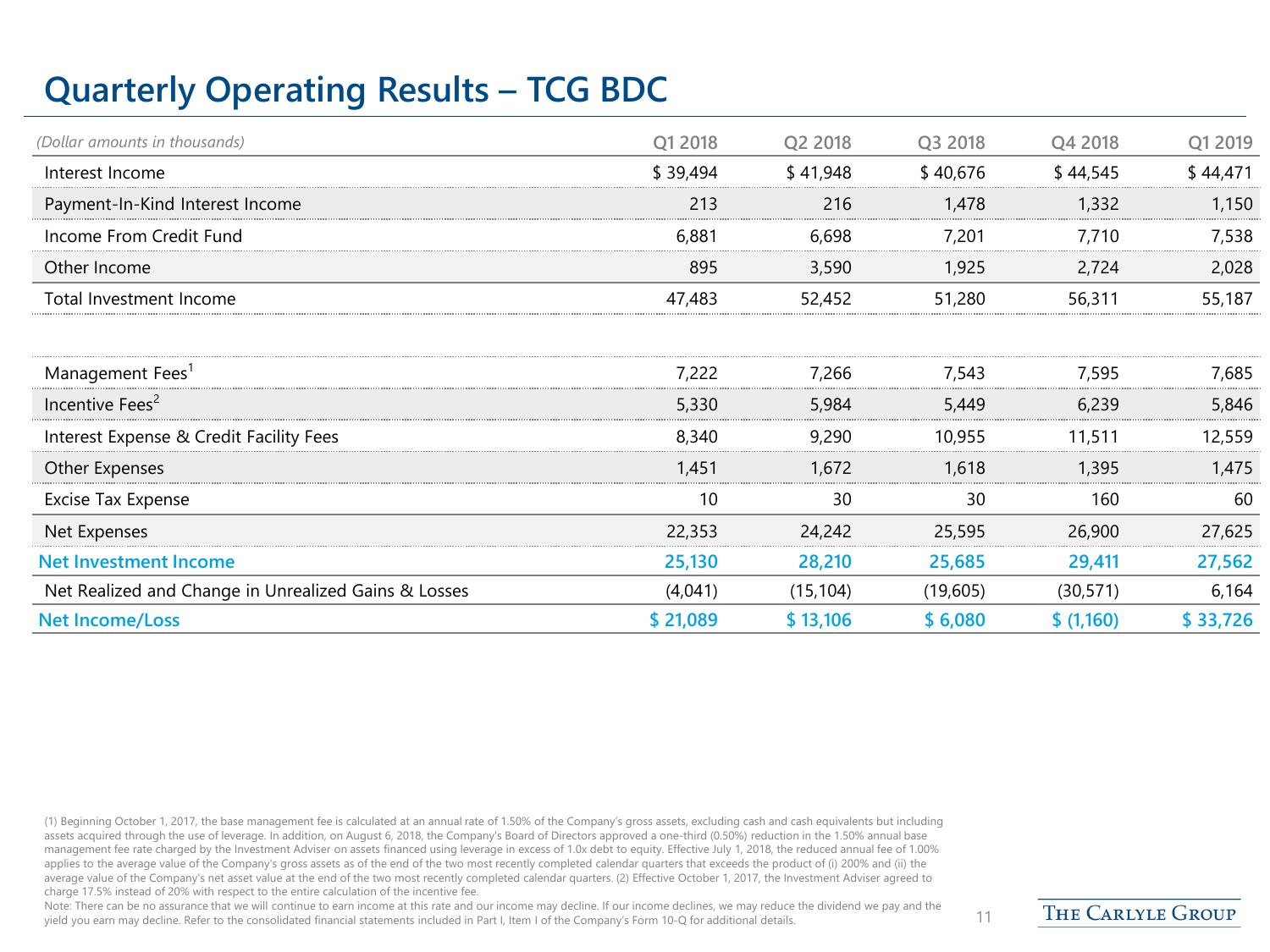# Quarterly Operating Results – TCG BDC

| *(Dollar amounts in thousands)* | Q1 2018 | Q2 2018 | Q3 2018 | Q4 2018 | Q1 2019 |
|---|---|---|---|---|---|
| Interest Income | $ 39,494 | $ 41,948 | $ 40,676 | $ 44,545 | $ 44,471 |
| Payment-In-Kind Interest Income | 213 | 216 | 1,478 | 1,332 | 1,150 |
| Income From Credit Fund | 6,881 | 6,698 | 7,201 | 7,710 | 7,538 |
| Other Income | 895 | 3,590 | 1,925 | 2,724 | 2,028 |
| Total Investment Income | 47,483 | 52,452 | 51,280 | 56,311 | 55,187 |
| | | | | | |
| Management Fees[1] | 7,222 | 7,266 | 7,543 | 7,595 | 7,685 |
| Incentive Fees[2] | 5,330 | 5,984 | 5,449 | 6,239 | 5,846 |
| Interest Expense & Credit Facility Fees | 8,340 | 9,290 | 10,955 | 11,511 | 12,559 |
| Other Expenses | 1,451 | 1,672 | 1,618 | 1,395 | 1,475 |
| Excise Tax Expense | 10 | 30 | 30 | 160 | 60 |
| Net Expenses | 22,353 | 24,242 | 25,595 | 26,900 | 27,625 |
| **Net Investment Income** | **25,130** | **28,210** | **25,685** | **29,411** | **27,562** |
| Net Realized and Change in Unrealized Gains & Losses | (4,041) | (15,104) | (19,605) | (30,571) | 6,164 |
| **Net Income/Loss** | **$ 21,089** | **$ 13,106** | **$ 6,080** | **$ (1,160)** | **$ 33,726** |

(1) Beginning October 1, 2017, the base management fee is calculated at an annual rate of 1.50% of the Company's gross assets, excluding cash and cash equivalents but including assets acquired through the use of leverage. In addition, on August 6, 2018, the Company's Board of Directors approved a one-third (0.50%) reduction in the 1.50% annual base management fee rate charged by the Investment Adviser on assets financed using leverage in excess of 1.0x debt to equity. Effective July 1, 2018, the reduced annual fee of 1.00% applies to the average value of the Company's gross assets as of the end of the two most recently completed calendar quarters that exceeds the product of (i) 200% and (ii) the average value of the Company's net asset value at the end of the two most recently completed calendar quarters. (2) Effective October 1, 2017, the Investment Adviser agreed to charge 17.5% instead of 20% with respect to the entire calculation of the incentive fee.

Note: There can be no assurance that we will continue to earn income at this rate and our income may decline. If our income declines, we may reduce the dividend we pay and the yield you earn may decline. Refer to the consolidated financial statements included in Part I, Item I of the Company's Form 10-Q for additional details.

THE CARLYLE GROUP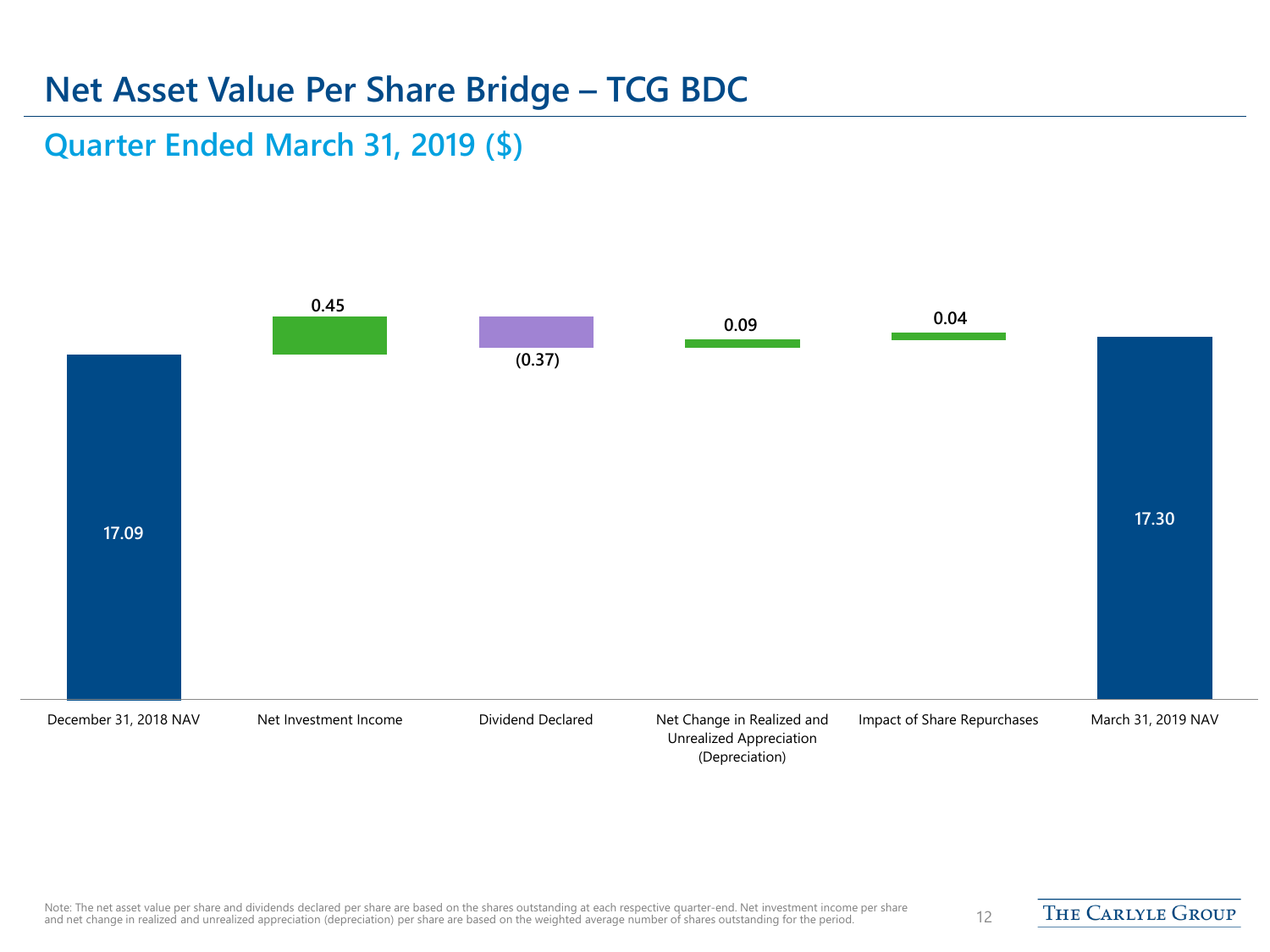# Net Asset Value Per Share Bridge – TCG BDC

## Quarter Ended March 31, 2019 ($)

| December 31, 2018 NAV | Net Investment Income | Dividend Declared | Net Change in Realized and Unrealized Appreciation (Depreciation) | Impact of Share Repurchases | March 31, 2019 NAV |
|---|---|---|---|---|---|
| 17.09 | 0.45 | (0.37) | 0.09 | 0.04 | 17.30 |

Note: The net asset value per share and dividends declared per share are based on the shares outstanding at each respective quarter-end. Net investment income per share and net change in realized and unrealized appreciation (depreciation) per share are based on the weighted average number of shares outstanding for the period.

THE CARLYLE GROUP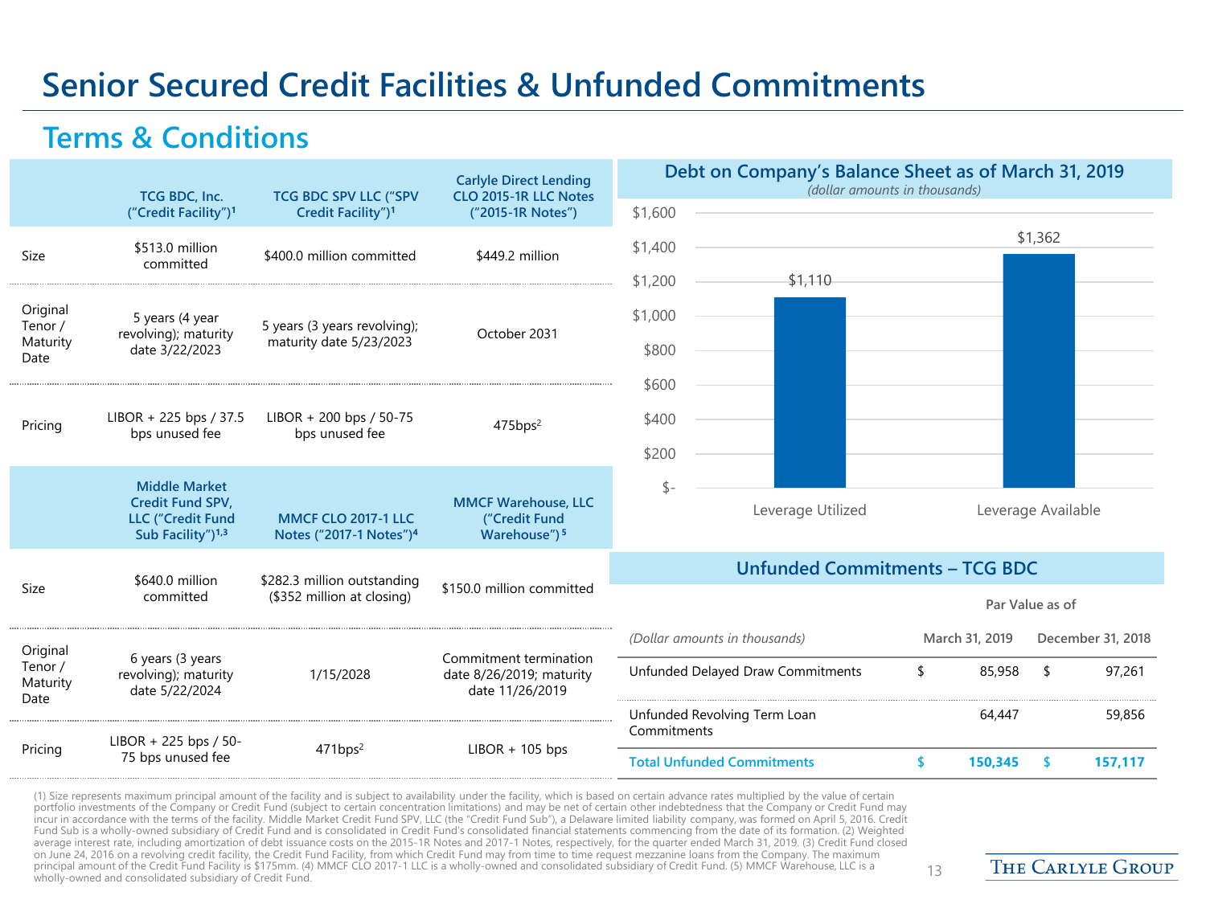# Senior Secured Credit Facilities & Unfunded Commitments

## Terms & Conditions

| | TCG BDC, Inc. ("Credit Facility")[1] | TCG BDC SPV LLC ("SPV Credit Facility")[1] | Carlyle Direct Lending CLO 2015-1R LLC Notes ("2015-1R Notes") |
|---|---|---|---|
| Size | $513.0 million committed | $400.0 million committed | $449.2 million |
| Original Tenor / Maturity Date | 5 years (4 year revolving); maturity date 3/22/2023 | 5 years (3 years revolving); maturity date 5/23/2023 | October 2031 |
| Pricing | LIBOR + 225 bps / 37.5 bps unused fee | LIBOR + 200 bps / 50-75 bps unused fee | 475bps[2] |

| | Middle Market Credit Fund SPV, LLC ("Credit Fund Sub Facility")[1,3] | MMCF CLO 2017-1 LLC Notes ("2017-1 Notes")[4] | MMCF Warehouse, LLC ("Credit Fund Warehouse")[5] |
|---|---|---|---|
| Size | $640.0 million committed | $282.3 million outstanding ($352 million at closing) | $150.0 million committed |
| Original Tenor / Maturity Date | 6 years (3 years revolving); maturity date 5/22/2024 | 1/15/2028 | Commitment termination date 8/26/2019; maturity date 11/26/2019 |
| Pricing | LIBOR + 225 bps / 50-75 bps unused fee | 471bps[2] | LIBOR + 105 bps |

### Debt on Company's Balance Sheet as of March 31, 2019

*(dollar amounts in thousands)*

| | Amount |
|---|---|
| Leverage Utilized | $1,110 |
| Leverage Available | $1,362 |

### Unfunded Commitments – TCG BDC

| *(Dollar amounts in thousands)* | Par Value as of March 31, 2019 | Par Value as of December 31, 2018 |
|---|---|---|
| Unfunded Delayed Draw Commitments | $ 85,958 | $ 97,261 |
| Unfunded Revolving Term Loan Commitments | 64,447 | 59,856 |
| **Total Unfunded Commitments** | **$ 150,345** | **$ 157,117** |

(1) Size represents maximum principal amount of the facility and is subject to availability under the facility, which is based on certain advance rates multiplied by the value of certain portfolio investments of the Company or Credit Fund (subject to certain concentration limitations) and may be net of certain other indebtedness that the Company or Credit Fund may incur in accordance with the terms of the facility. Middle Market Credit Fund SPV, LLC (the "Credit Fund Sub"), a Delaware limited liability company, was formed on April 5, 2016. Credit Fund Sub is a wholly-owned subsidiary of Credit Fund and is consolidated in Credit Fund's consolidated financial statements commencing from the date of its formation. (2) Weighted average interest rate, including amortization of debt issuance costs on the 2015-1R Notes and 2017-1 Notes, respectively, for the quarter ended March 31, 2019. (3) Credit Fund closed on June 24, 2016 on a revolving credit facility, the Credit Fund Facility, from which Credit Fund may from time to time request mezzanine loans from the Company. The maximum principal amount of the Credit Fund Facility is $175mm. (4) MMCF CLO 2017-1 LLC is a wholly-owned and consolidated subsidiary of Credit Fund. (5) MMCF Warehouse, LLC is a wholly-owned and consolidated subsidiary of Credit Fund.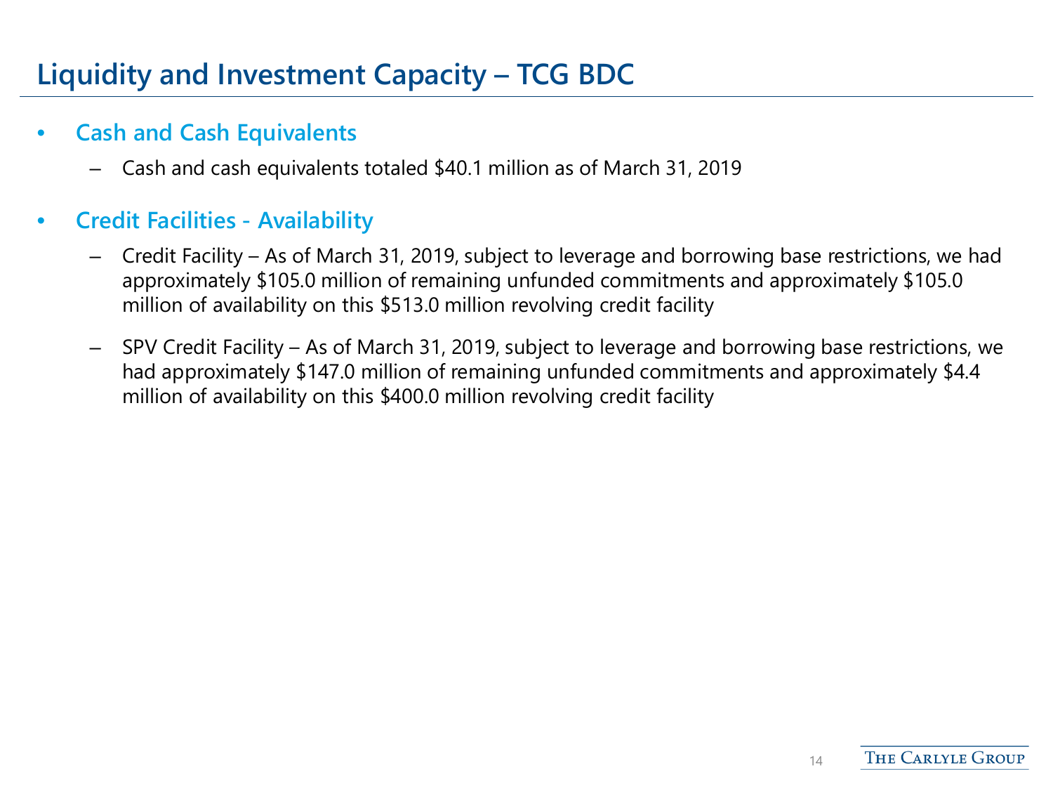# Liquidity and Investment Capacity – TCG BDC

- **Cash and Cash Equivalents**
  - Cash and cash equivalents totaled $40.1 million as of March 31, 2019

- **Credit Facilities - Availability**
  - Credit Facility – As of March 31, 2019, subject to leverage and borrowing base restrictions, we had approximately $105.0 million of remaining unfunded commitments and approximately $105.0 million of availability on this $513.0 million revolving credit facility
  - SPV Credit Facility – As of March 31, 2019, subject to leverage and borrowing base restrictions, we had approximately $147.0 million of remaining unfunded commitments and approximately $4.4 million of availability on this $400.0 million revolving credit facility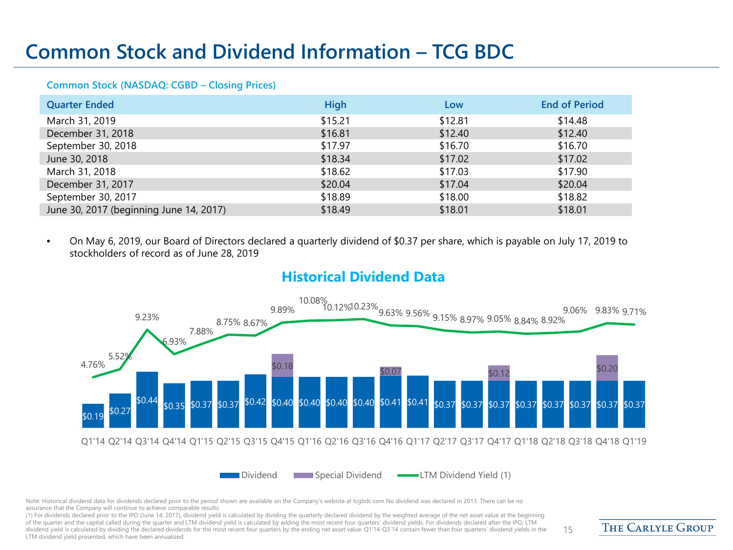# Common Stock and Dividend Information – TCG BDC

**Common Stock (NASDAQ: CGBD – Closing Prices)**

| Quarter Ended | High | Low | End of Period |
|---|---|---|---|
| March 31, 2019 | $15.21 | $12.81 | $14.48 |
| December 31, 2018 | $16.81 | $12.40 | $12.40 |
| September 30, 2018 | $17.97 | $16.70 | $16.70 |
| June 30, 2018 | $18.34 | $17.02 | $17.02 |
| March 31, 2018 | $18.62 | $17.03 | $17.90 |
| December 31, 2017 | $20.04 | $17.04 | $20.04 |
| September 30, 2017 | $18.89 | $18.00 | $18.82 |
| June 30, 2017 (beginning June 14, 2017) | $18.49 | $18.01 | $18.01 |

- On May 6, 2019, our Board of Directors declared a quarterly dividend of $0.37 per share, which is payable on July 17, 2019 to stockholders of record as of June 28, 2019

## Historical Dividend Data

4.76% 5.52% 9.23% 6.93% 7.88% 8.75% 8.67% 9.89% 10.08% 10.12% 10.23% 9.63% 9.56% 9.15% 8.97% 9.05% 8.84% 8.92% 9.06% 9.83% 9.71%

$0.19 $0.27 $0.44 $0.35 $0.37 $0.37 $0.42 $0.40 $0.40 $0.40 $0.40 $0.41 $0.41 $0.37 $0.37 $0.37 $0.37 $0.37 $0.37 $0.37 $0.37

$0.18 $0.07 $0.12 $0.20

Q1'14 Q2'14 Q3'14 Q4'14 Q1'15 Q2'15 Q3'15 Q4'15 Q1'16 Q2'16 Q3'16 Q4'16 Q1'17 Q2'17 Q3'17 Q4'17 Q1'18 Q2'18 Q3'18 Q4'18 Q1'19

Dividend Special Dividend LTM Dividend Yield (1)

Note: Historical dividend data for dividends declared prior to the period shown are available on the Company's website at tcgbdc.com No dividend was declared in 2013. There can be no assurance that the Company will continue to achieve comparable results.

(1) For dividends declared prior to the IPO (June 14, 2017), dividend yield is calculated by dividing the quarterly declared dividend by the weighted average of the net asset value at the beginning of the quarter and the capital called during the quarter and LTM dividend yield is calculated by adding the most recent four quarters' dividend yields. For dividends declared after the IPO, LTM dividend yield is calculated by dividing the declared dividends for the most recent four quarters by the ending net asset value. Q1'14-Q3'14 contain fewer than four quarters' dividend yields in the LTM dividend yield presented, which have been annualized.